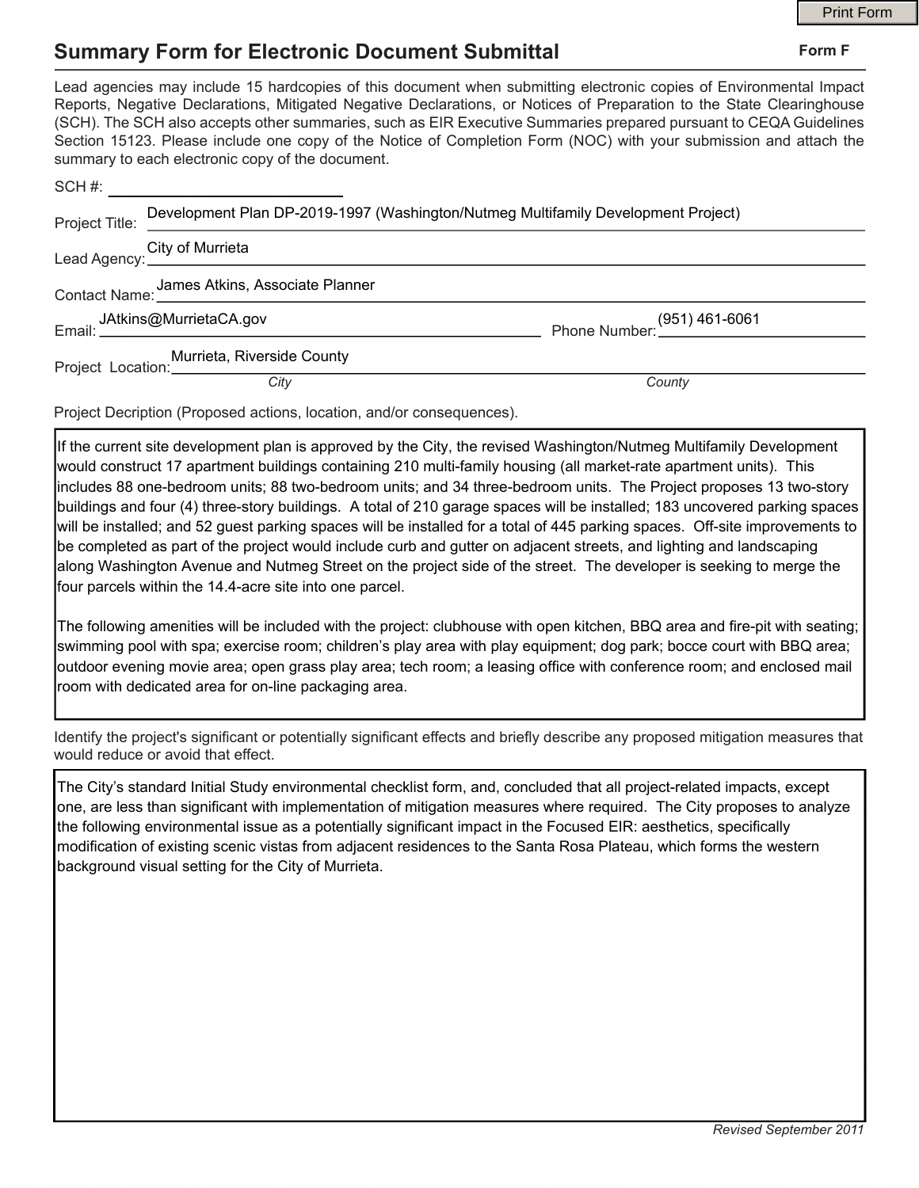# Summary Form for Electronic Document Submittal

**Form F**

Lead agencies may include 15 hardcopies of this document when submitting electronic copies of Environmental Impact Reports, Negative Declarations, Mitigated Negative Declarations, or Notices of Preparation to the State Clearinghouse (SCH). The SCH also accepts other summaries, such as EIR Executive Summaries prepared pursuant to CEQA Guidelines Section 15123. Please include one copy of the Notice of Completion Form (NOC) with your submission and attach the summary to each electronic copy of the document.

SCH #: ______________________

Project Title: Development Plan DP-2019-1997 (Washington/Nutmeg Multifamily Development Project)

Lead Agency: City of Murrieta

Contact Name: James Atkins, Associate Planner

Email: JAtkins@MurrietaCA.gov     Phone Number: (951) 461-6061

Project Location: Murrieta, Riverside County

*City*     *County*

Project Decription (Proposed actions, location, and/or consequences).

If the current site development plan is approved by the City, the revised Washington/Nutmeg Multifamily Development would construct 17 apartment buildings containing 210 multi-family housing (all market-rate apartment units). This includes 88 one-bedroom units; 88 two-bedroom units; and 34 three-bedroom units. The Project proposes 13 two-story buildings and four (4) three-story buildings. A total of 210 garage spaces will be installed; 183 uncovered parking spaces will be installed; and 52 guest parking spaces will be installed for a total of 445 parking spaces. Off-site improvements to be completed as part of the project would include curb and gutter on adjacent streets, and lighting and landscaping along Washington Avenue and Nutmeg Street on the project side of the street. The developer is seeking to merge the four parcels within the 14.4-acre site into one parcel.

The following amenities will be included with the project: clubhouse with open kitchen, BBQ area and fire-pit with seating; swimming pool with spa; exercise room; children's play area with play equipment; dog park; bocce court with BBQ area; outdoor evening movie area; open grass play area; tech room; a leasing office with conference room; and enclosed mail room with dedicated area for on-line packaging area.

Identify the project's significant or potentially significant effects and briefly describe any proposed mitigation measures that would reduce or avoid that effect.

The City's standard Initial Study environmental checklist form, and, concluded that all project-related impacts, except one, are less than significant with implementation of mitigation measures where required. The City proposes to analyze the following environmental issue as a potentially significant impact in the Focused EIR: aesthetics, specifically modification of existing scenic vistas from adjacent residences to the Santa Rosa Plateau, which forms the western background visual setting for the City of Murrieta.

*Revised September 2011*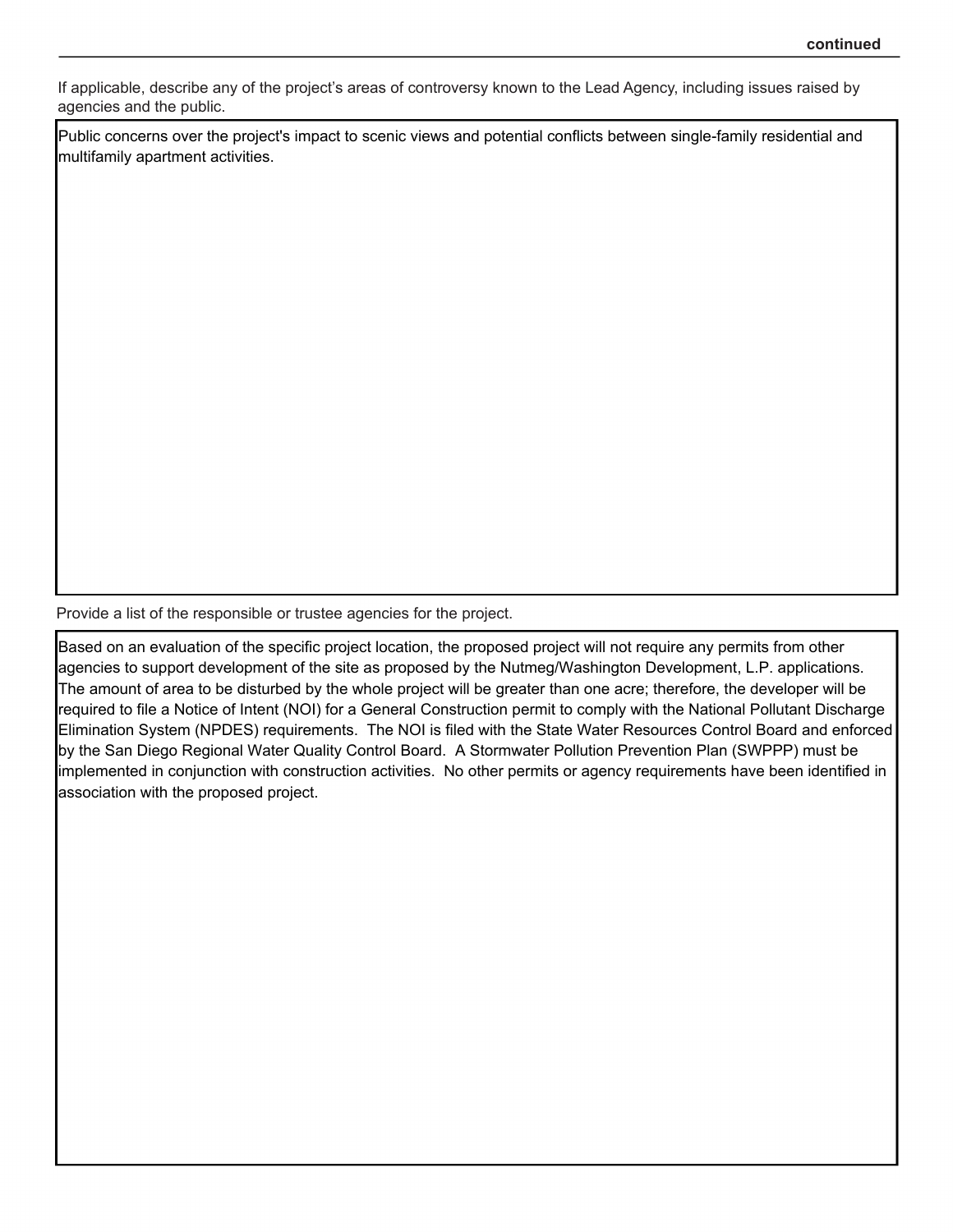**continued**

If applicable, describe any of the project's areas of controversy known to the Lead Agency, including issues raised by agencies and the public.

Public concerns over the project's impact to scenic views and potential conflicts between single-family residential and multifamily apartment activities.

Provide a list of the responsible or trustee agencies for the project.

Based on an evaluation of the specific project location, the proposed project will not require any permits from other agencies to support development of the site as proposed by the Nutmeg/Washington Development, L.P. applications. The amount of area to be disturbed by the whole project will be greater than one acre; therefore, the developer will be required to file a Notice of Intent (NOI) for a General Construction permit to comply with the National Pollutant Discharge Elimination System (NPDES) requirements. The NOI is filed with the State Water Resources Control Board and enforced by the San Diego Regional Water Quality Control Board. A Stormwater Pollution Prevention Plan (SWPPP) must be implemented in conjunction with construction activities. No other permits or agency requirements have been identified in association with the proposed project.